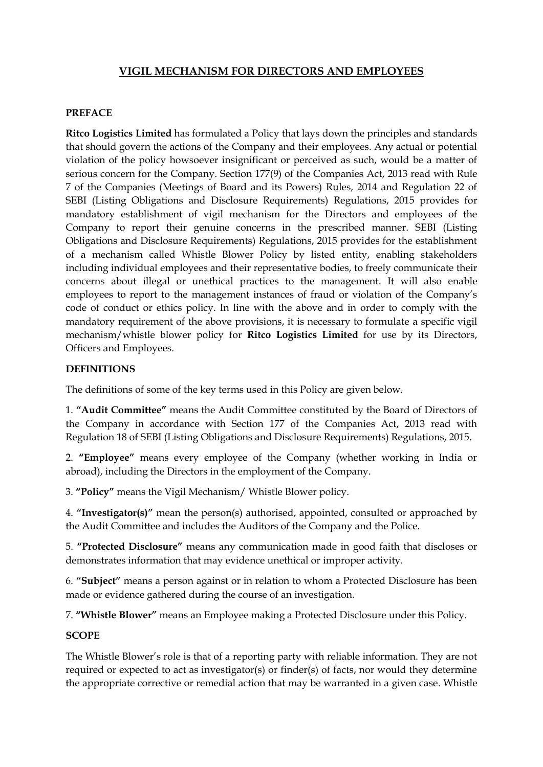# VIGIL MECHANISM FOR DIRECTORS AND EMPLOYEES

## PREFACE

**Ritco Logistics Limited** has formulated a Policy that lays down the principles and standards that should govern the actions of the Company and their employees. Any actual or potential violation of the policy howsoever insignificant or perceived as such, would be a matter of serious concern for the Company. Section 177(9) of the Companies Act, 2013 read with Rule 7 of the Companies (Meetings of Board and its Powers) Rules, 2014 and Regulation 22 of SEBI (Listing Obligations and Disclosure Requirements) Regulations, 2015 provides for mandatory establishment of vigil mechanism for the Directors and employees of the Company to report their genuine concerns in the prescribed manner. SEBI (Listing Obligations and Disclosure Requirements) Regulations, 2015 provides for the establishment of a mechanism called Whistle Blower Policy by listed entity, enabling stakeholders including individual employees and their representative bodies, to freely communicate their concerns about illegal or unethical practices to the management. It will also enable employees to report to the management instances of fraud or violation of the Company's code of conduct or ethics policy. In line with the above and in order to comply with the mandatory requirement of the above provisions, it is necessary to formulate a specific vigil mechanism/whistle blower policy for **Ritco Logistics Limited** for use by its Directors, Officers and Employees.

## DEFINITIONS

The definitions of some of the key terms used in this Policy are given below.

1. **"Audit Committee"** means the Audit Committee constituted by the Board of Directors of the Company in accordance with Section 177 of the Companies Act, 2013 read with Regulation 18 of SEBI (Listing Obligations and Disclosure Requirements) Regulations, 2015.

2. **"Employee"** means every employee of the Company (whether working in India or abroad), including the Directors in the employment of the Company.

3. **"Policy"** means the Vigil Mechanism/ Whistle Blower policy.

4. **"Investigator(s)"** mean the person(s) authorised, appointed, consulted or approached by the Audit Committee and includes the Auditors of the Company and the Police.

5. **"Protected Disclosure"** means any communication made in good faith that discloses or demonstrates information that may evidence unethical or improper activity.

6. **"Subject"** means a person against or in relation to whom a Protected Disclosure has been made or evidence gathered during the course of an investigation.

7. **"Whistle Blower"** means an Employee making a Protected Disclosure under this Policy.

## SCOPE

The Whistle Blower's role is that of a reporting party with reliable information. They are not required or expected to act as investigator(s) or finder(s) of facts, nor would they determine the appropriate corrective or remedial action that may be warranted in a given case. Whistle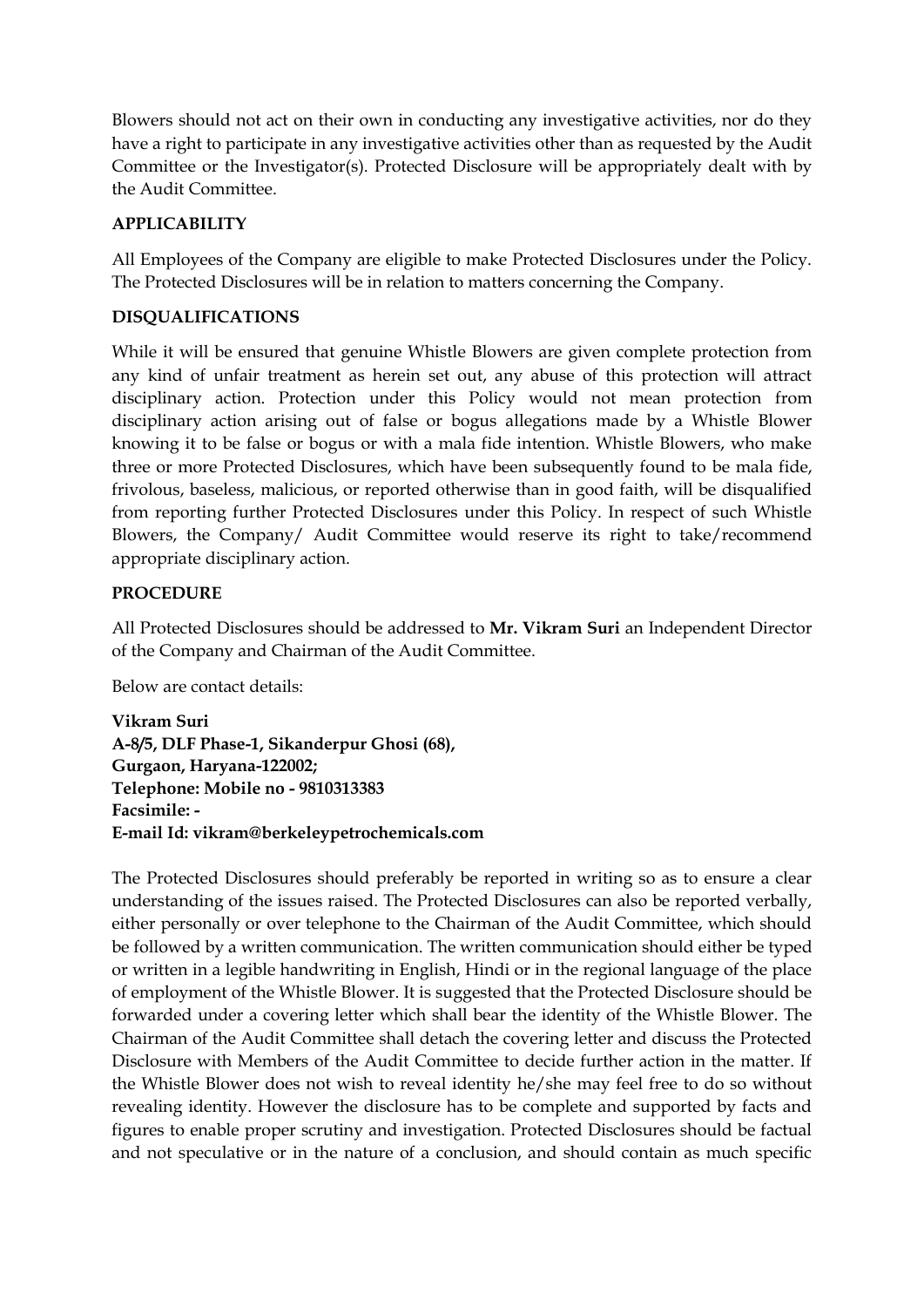Blowers should not act on their own in conducting any investigative activities, nor do they have a right to participate in any investigative activities other than as requested by the Audit Committee or the Investigator(s). Protected Disclosure will be appropriately dealt with by the Audit Committee.

**APPLICABILITY**

All Employees of the Company are eligible to make Protected Disclosures under the Policy. The Protected Disclosures will be in relation to matters concerning the Company.

**DISQUALIFICATIONS**

While it will be ensured that genuine Whistle Blowers are given complete protection from any kind of unfair treatment as herein set out, any abuse of this protection will attract disciplinary action. Protection under this Policy would not mean protection from disciplinary action arising out of false or bogus allegations made by a Whistle Blower knowing it to be false or bogus or with a mala fide intention. Whistle Blowers, who make three or more Protected Disclosures, which have been subsequently found to be mala fide, frivolous, baseless, malicious, or reported otherwise than in good faith, will be disqualified from reporting further Protected Disclosures under this Policy. In respect of such Whistle Blowers, the Company/ Audit Committee would reserve its right to take/recommend appropriate disciplinary action.

**PROCEDURE**

All Protected Disclosures should be addressed to **Mr. Vikram Suri** an Independent Director of the Company and Chairman of the Audit Committee.

Below are contact details:

**Vikram Suri**
**A-8/5, DLF Phase-1, Sikanderpur Ghosi (68),**
**Gurgaon, Haryana-122002;**
**Telephone: Mobile no - 9810313383**
**Facsimile: -**
**E-mail Id: vikram@berkeleypetrochemicals.com**

The Protected Disclosures should preferably be reported in writing so as to ensure a clear understanding of the issues raised. The Protected Disclosures can also be reported verbally, either personally or over telephone to the Chairman of the Audit Committee, which should be followed by a written communication. The written communication should either be typed or written in a legible handwriting in English, Hindi or in the regional language of the place of employment of the Whistle Blower. It is suggested that the Protected Disclosure should be forwarded under a covering letter which shall bear the identity of the Whistle Blower. The Chairman of the Audit Committee shall detach the covering letter and discuss the Protected Disclosure with Members of the Audit Committee to decide further action in the matter. If the Whistle Blower does not wish to reveal identity he/she may feel free to do so without revealing identity. However the disclosure has to be complete and supported by facts and figures to enable proper scrutiny and investigation. Protected Disclosures should be factual and not speculative or in the nature of a conclusion, and should contain as much specific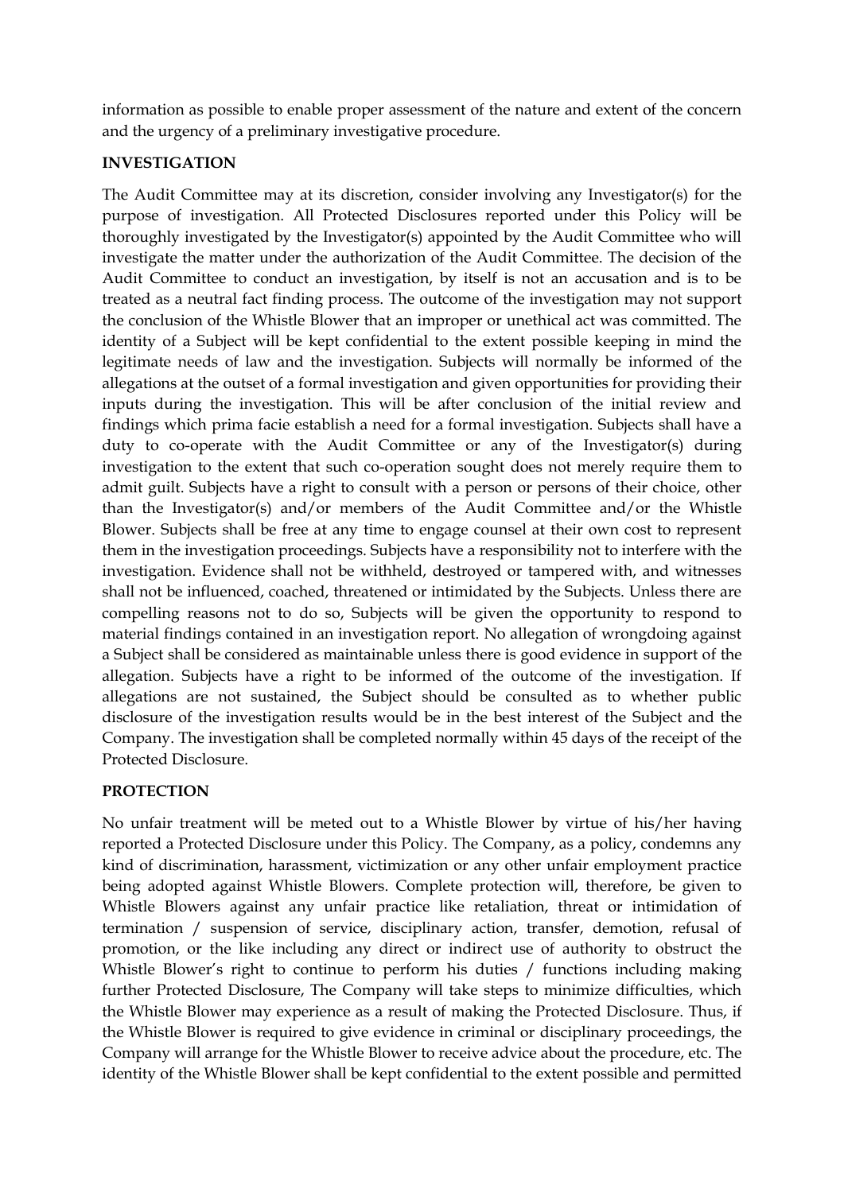information as possible to enable proper assessment of the nature and extent of the concern and the urgency of a preliminary investigative procedure.

**INVESTIGATION**

The Audit Committee may at its discretion, consider involving any Investigator(s) for the purpose of investigation. All Protected Disclosures reported under this Policy will be thoroughly investigated by the Investigator(s) appointed by the Audit Committee who will investigate the matter under the authorization of the Audit Committee. The decision of the Audit Committee to conduct an investigation, by itself is not an accusation and is to be treated as a neutral fact finding process. The outcome of the investigation may not support the conclusion of the Whistle Blower that an improper or unethical act was committed. The identity of a Subject will be kept confidential to the extent possible keeping in mind the legitimate needs of law and the investigation. Subjects will normally be informed of the allegations at the outset of a formal investigation and given opportunities for providing their inputs during the investigation. This will be after conclusion of the initial review and findings which prima facie establish a need for a formal investigation. Subjects shall have a duty to co-operate with the Audit Committee or any of the Investigator(s) during investigation to the extent that such co-operation sought does not merely require them to admit guilt. Subjects have a right to consult with a person or persons of their choice, other than the Investigator(s) and/or members of the Audit Committee and/or the Whistle Blower. Subjects shall be free at any time to engage counsel at their own cost to represent them in the investigation proceedings. Subjects have a responsibility not to interfere with the investigation. Evidence shall not be withheld, destroyed or tampered with, and witnesses shall not be influenced, coached, threatened or intimidated by the Subjects. Unless there are compelling reasons not to do so, Subjects will be given the opportunity to respond to material findings contained in an investigation report. No allegation of wrongdoing against a Subject shall be considered as maintainable unless there is good evidence in support of the allegation. Subjects have a right to be informed of the outcome of the investigation. If allegations are not sustained, the Subject should be consulted as to whether public disclosure of the investigation results would be in the best interest of the Subject and the Company. The investigation shall be completed normally within 45 days of the receipt of the Protected Disclosure.

**PROTECTION**

No unfair treatment will be meted out to a Whistle Blower by virtue of his/her having reported a Protected Disclosure under this Policy. The Company, as a policy, condemns any kind of discrimination, harassment, victimization or any other unfair employment practice being adopted against Whistle Blowers. Complete protection will, therefore, be given to Whistle Blowers against any unfair practice like retaliation, threat or intimidation of termination / suspension of service, disciplinary action, transfer, demotion, refusal of promotion, or the like including any direct or indirect use of authority to obstruct the Whistle Blower's right to continue to perform his duties / functions including making further Protected Disclosure, The Company will take steps to minimize difficulties, which the Whistle Blower may experience as a result of making the Protected Disclosure. Thus, if the Whistle Blower is required to give evidence in criminal or disciplinary proceedings, the Company will arrange for the Whistle Blower to receive advice about the procedure, etc. The identity of the Whistle Blower shall be kept confidential to the extent possible and permitted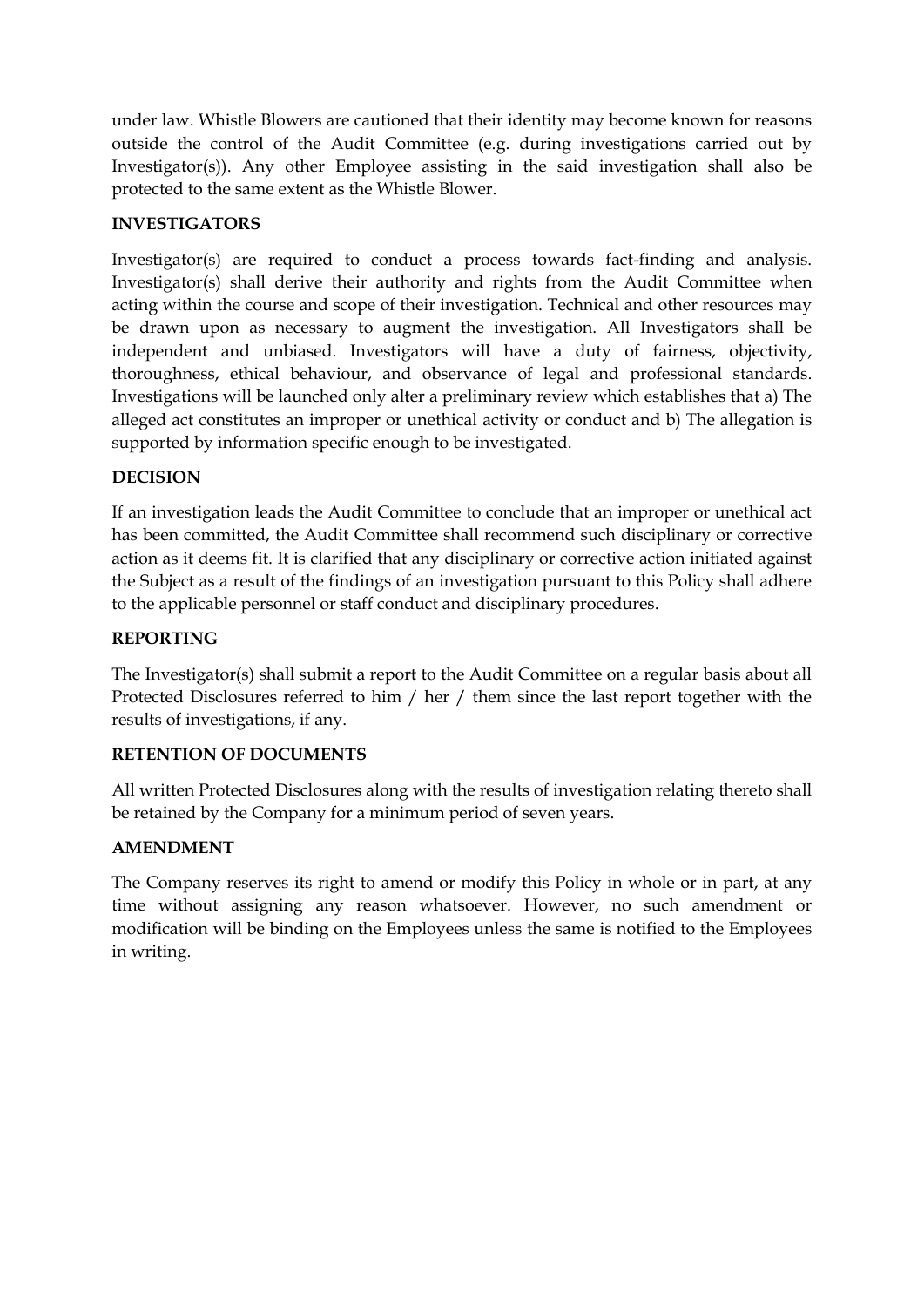under law. Whistle Blowers are cautioned that their identity may become known for reasons outside the control of the Audit Committee (e.g. during investigations carried out by Investigator(s)). Any other Employee assisting in the said investigation shall also be protected to the same extent as the Whistle Blower.

**INVESTIGATORS**

Investigator(s) are required to conduct a process towards fact-finding and analysis. Investigator(s) shall derive their authority and rights from the Audit Committee when acting within the course and scope of their investigation. Technical and other resources may be drawn upon as necessary to augment the investigation. All Investigators shall be independent and unbiased. Investigators will have a duty of fairness, objectivity, thoroughness, ethical behaviour, and observance of legal and professional standards. Investigations will be launched only alter a preliminary review which establishes that a) The alleged act constitutes an improper or unethical activity or conduct and b) The allegation is supported by information specific enough to be investigated.

**DECISION**

If an investigation leads the Audit Committee to conclude that an improper or unethical act has been committed, the Audit Committee shall recommend such disciplinary or corrective action as it deems fit. It is clarified that any disciplinary or corrective action initiated against the Subject as a result of the findings of an investigation pursuant to this Policy shall adhere to the applicable personnel or staff conduct and disciplinary procedures.

**REPORTING**

The Investigator(s) shall submit a report to the Audit Committee on a regular basis about all Protected Disclosures referred to him / her / them since the last report together with the results of investigations, if any.

**RETENTION OF DOCUMENTS**

All written Protected Disclosures along with the results of investigation relating thereto shall be retained by the Company for a minimum period of seven years.

**AMENDMENT**

The Company reserves its right to amend or modify this Policy in whole or in part, at any time without assigning any reason whatsoever. However, no such amendment or modification will be binding on the Employees unless the same is notified to the Employees in writing.